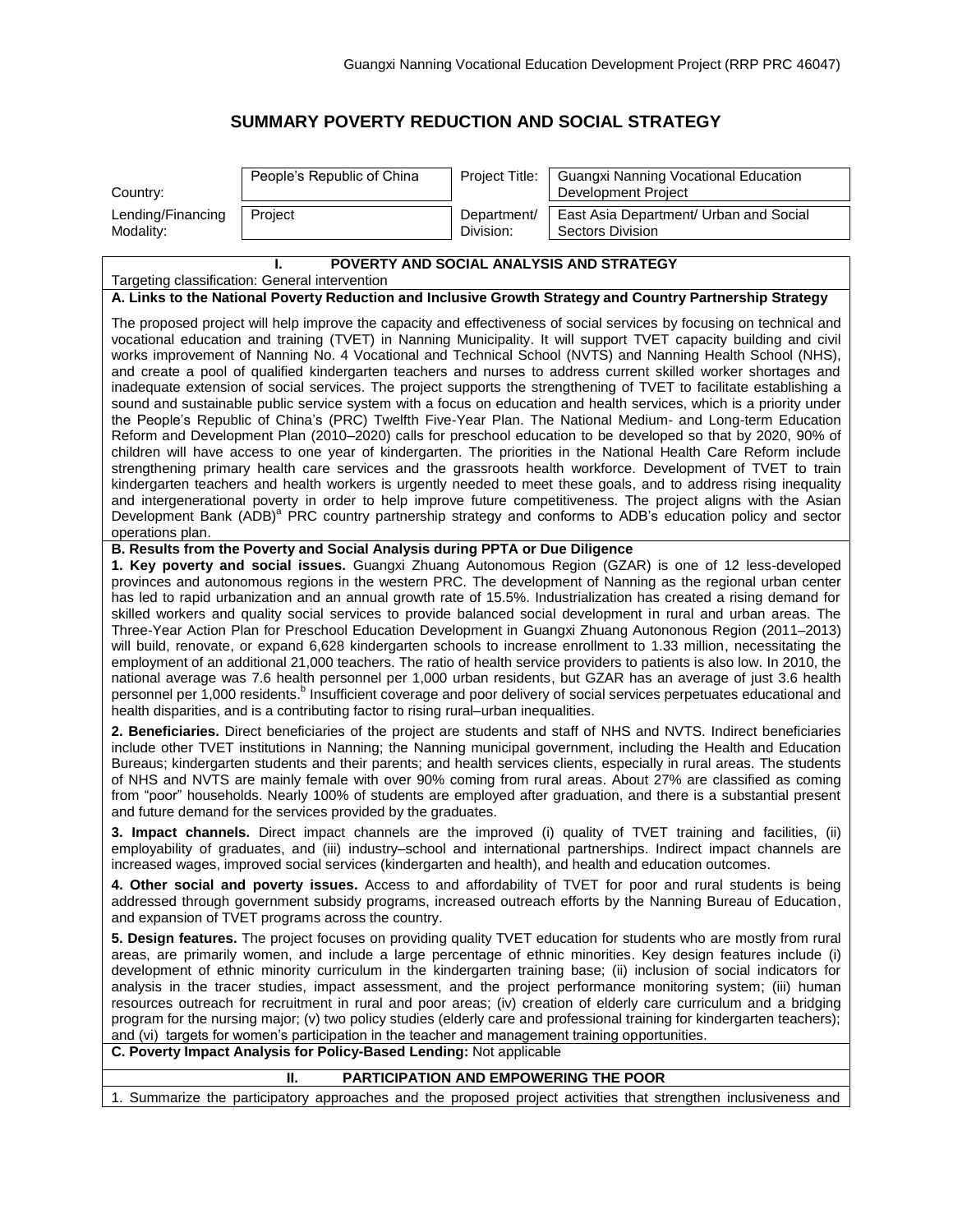# SUMMARY POVERTY REDUCTION AND SOCIAL STRATEGY

| Country: | People's Republic of China | Project Title: | Guangxi Nanning Vocational Education Development Project |
|---|---|---|---|
| Lending/Financing Modality: | Project | Department/ Division: | East Asia Department/ Urban and Social Sectors Division |

## I. POVERTY AND SOCIAL ANALYSIS AND STRATEGY

Targeting classification: General intervention

**A. Links to the National Poverty Reduction and Inclusive Growth Strategy and Country Partnership Strategy**

The proposed project will help improve the capacity and effectiveness of social services by focusing on technical and vocational education and training (TVET) in Nanning Municipality. It will support TVET capacity building and civil works improvement of Nanning No. 4 Vocational and Technical School (NVTS) and Nanning Health School (NHS), and create a pool of qualified kindergarten teachers and nurses to address current skilled worker shortages and inadequate extension of social services. The project supports the strengthening of TVET to facilitate establishing a sound and sustainable public service system with a focus on education and health services, which is a priority under the People's Republic of China's (PRC) Twelfth Five-Year Plan. The National Medium- and Long-term Education Reform and Development Plan (2010–2020) calls for preschool education to be developed so that by 2020, 90% of children will have access to one year of kindergarten. The priorities in the National Health Care Reform include strengthening primary health care services and the grassroots health workforce. Development of TVET to train kindergarten teachers and health workers is urgently needed to meet these goals, and to address rising inequality and intergenerational poverty in order to help improve future competitiveness. The project aligns with the Asian Development Bank (ADB)[a] PRC country partnership strategy and conforms to ADB's education policy and sector operations plan.

**B. Results from the Poverty and Social Analysis during PPTA or Due Diligence**

**1. Key poverty and social issues.** Guangxi Zhuang Autonomous Region (GZAR) is one of 12 less-developed provinces and autonomous regions in the western PRC. The development of Nanning as the regional urban center has led to rapid urbanization and an annual growth rate of 15.5%. Industrialization has created a rising demand for skilled workers and quality social services to provide balanced social development in rural and urban areas. The Three-Year Action Plan for Preschool Education Development in Guangxi Zhuang Autononous Region (2011–2013) will build, renovate, or expand 6,628 kindergarten schools to increase enrollment to 1.33 million, necessitating the employment of an additional 21,000 teachers. The ratio of health service providers to patients is also low. In 2010, the national average was 7.6 health personnel per 1,000 urban residents, but GZAR has an average of just 3.6 health personnel per 1,000 residents.[b] Insufficient coverage and poor delivery of social services perpetuates educational and health disparities, and is a contributing factor to rising rural–urban inequalities.

**2. Beneficiaries.** Direct beneficiaries of the project are students and staff of NHS and NVTS. Indirect beneficiaries include other TVET institutions in Nanning; the Nanning municipal government, including the Health and Education Bureaus; kindergarten students and their parents; and health services clients, especially in rural areas. The students of NHS and NVTS are mainly female with over 90% coming from rural areas. About 27% are classified as coming from "poor" households. Nearly 100% of students are employed after graduation, and there is a substantial present and future demand for the services provided by the graduates.

**3. Impact channels.** Direct impact channels are the improved (i) quality of TVET training and facilities, (ii) employability of graduates, and (iii) industry–school and international partnerships. Indirect impact channels are increased wages, improved social services (kindergarten and health), and health and education outcomes.

**4. Other social and poverty issues.** Access to and affordability of TVET for poor and rural students is being addressed through government subsidy programs, increased outreach efforts by the Nanning Bureau of Education, and expansion of TVET programs across the country.

**5. Design features.** The project focuses on providing quality TVET education for students who are mostly from rural areas, are primarily women, and include a large percentage of ethnic minorities. Key design features include (i) development of ethnic minority curriculum in the kindergarten training base; (ii) inclusion of social indicators for analysis in the tracer studies, impact assessment, and the project performance monitoring system; (iii) human resources outreach for recruitment in rural and poor areas; (iv) creation of elderly care curriculum and a bridging program for the nursing major; (v) two policy studies (elderly care and professional training for kindergarten teachers); and (vi) targets for women's participation in the teacher and management training opportunities.

**C. Poverty Impact Analysis for Policy-Based Lending:** Not applicable

## II. PARTICIPATION AND EMPOWERING THE POOR

1. Summarize the participatory approaches and the proposed project activities that strengthen inclusiveness and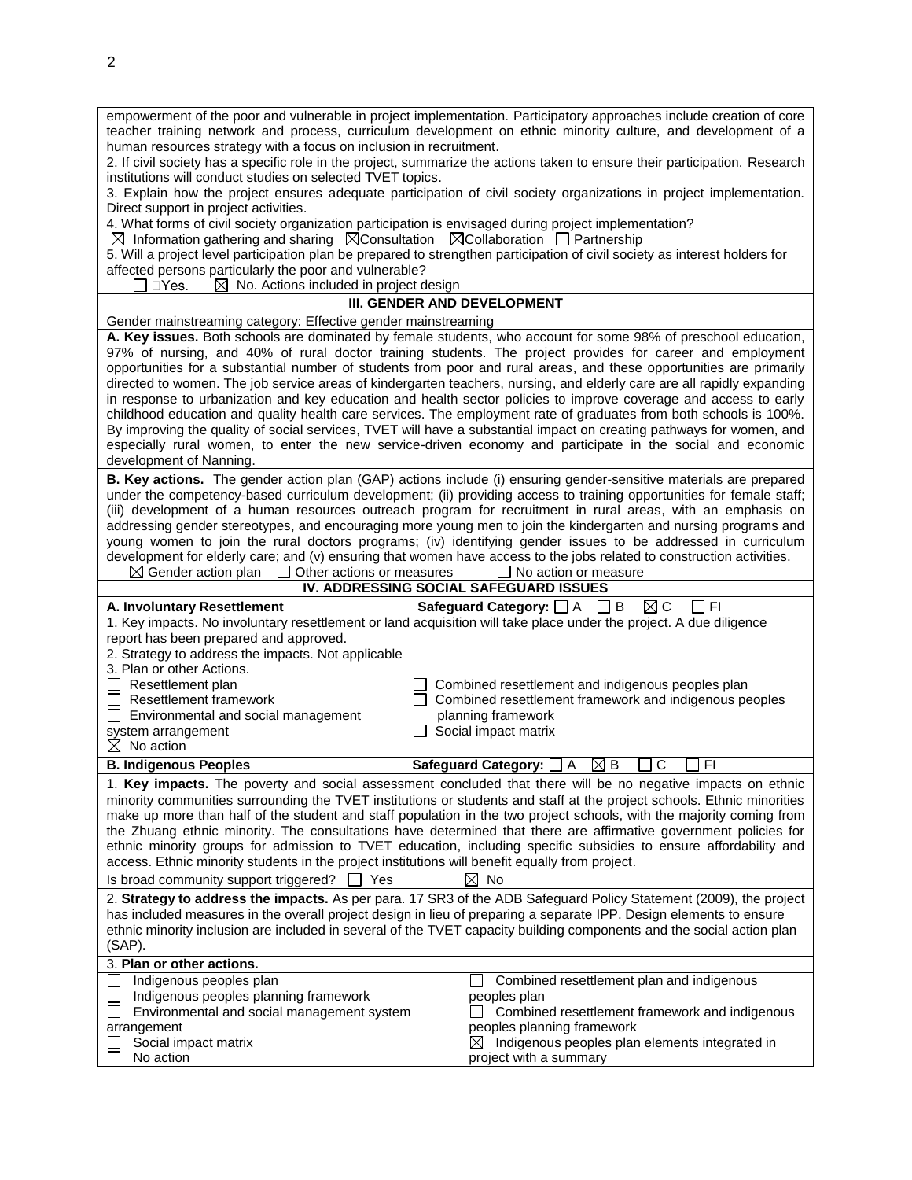empowerment of the poor and vulnerable in project implementation. Participatory approaches include creation of core teacher training network and process, curriculum development on ethnic minority culture, and development of a human resources strategy with a focus on inclusion in recruitment.

2. If civil society has a specific role in the project, summarize the actions taken to ensure their participation. Research institutions will conduct studies on selected TVET topics.

3. Explain how the project ensures adequate participation of civil society organizations in project implementation. Direct support in project activities.

4. What forms of civil society organization participation is envisaged during project implementation?

☒ Information gathering and sharing ☒Consultation ☒Collaboration ☐ Partnership

5. Will a project level participation plan be prepared to strengthen participation of civil society as interest holders for affected persons particularly the poor and vulnerable?

☐ Yes. ☒ No. Actions included in project design

## III. GENDER AND DEVELOPMENT

Gender mainstreaming category: Effective gender mainstreaming

**A. Key issues.** Both schools are dominated by female students, who account for some 98% of preschool education, 97% of nursing, and 40% of rural doctor training students. The project provides for career and employment opportunities for a substantial number of students from poor and rural areas, and these opportunities are primarily directed to women. The job service areas of kindergarten teachers, nursing, and elderly care are all rapidly expanding in response to urbanization and key education and health sector policies to improve coverage and access to early childhood education and quality health care services. The employment rate of graduates from both schools is 100%. By improving the quality of social services, TVET will have a substantial impact on creating pathways for women, and especially rural women, to enter the new service-driven economy and participate in the social and economic development of Nanning.

**B. Key actions.** The gender action plan (GAP) actions include (i) ensuring gender-sensitive materials are prepared under the competency-based curriculum development; (ii) providing access to training opportunities for female staff; (iii) development of a human resources outreach program for recruitment in rural areas, with an emphasis on addressing gender stereotypes, and encouraging more young men to join the kindergarten and nursing programs and young women to join the rural doctors programs; (iv) identifying gender issues to be addressed in curriculum development for elderly care; and (v) ensuring that women have access to the jobs related to construction activities.

☒ Gender action plan ☐ Other actions or measures ☐ No action or measure

## IV. ADDRESSING SOCIAL SAFEGUARD ISSUES

**A. Involuntary Resettlement** **Safeguard Category:** ☐ A ☐ B ☒ C ☐ FI

1. Key impacts. No involuntary resettlement or land acquisition will take place under the project. A due diligence report has been prepared and approved.

2. Strategy to address the impacts. Not applicable

3. Plan or other Actions.

☐ Resettlement plan
☐ Resettlement framework
☐ Environmental and social management system arrangement
☒ No action
☐ Combined resettlement and indigenous peoples plan
☐ Combined resettlement framework and indigenous peoples planning framework
☐ Social impact matrix

**B. Indigenous Peoples** **Safeguard Category:** ☐ A ☒ B ☐ C ☐ FI

1. **Key impacts.** The poverty and social assessment concluded that there will be no negative impacts on ethnic minority communities surrounding the TVET institutions or students and staff at the project schools. Ethnic minorities make up more than half of the student and staff population in the two project schools, with the majority coming from the Zhuang ethnic minority. The consultations have determined that there are affirmative government policies for ethnic minority groups for admission to TVET education, including specific subsidies to ensure affordability and access. Ethnic minority students in the project institutions will benefit equally from project.

Is broad community support triggered? ☐ Yes ☒ No

2. **Strategy to address the impacts.** As per para. 17 SR3 of the ADB Safeguard Policy Statement (2009), the project has included measures in the overall project design in lieu of preparing a separate IPP. Design elements to ensure ethnic minority inclusion are included in several of the TVET capacity building components and the social action plan (SAP).

3. **Plan or other actions.**

☐ Indigenous peoples plan
☐ Indigenous peoples planning framework
☐ Environmental and social management system arrangement
☐ Social impact matrix
☐ No action
☐ Combined resettlement plan and indigenous peoples plan
☐ Combined resettlement framework and indigenous peoples planning framework
☒ Indigenous peoples plan elements integrated in project with a summary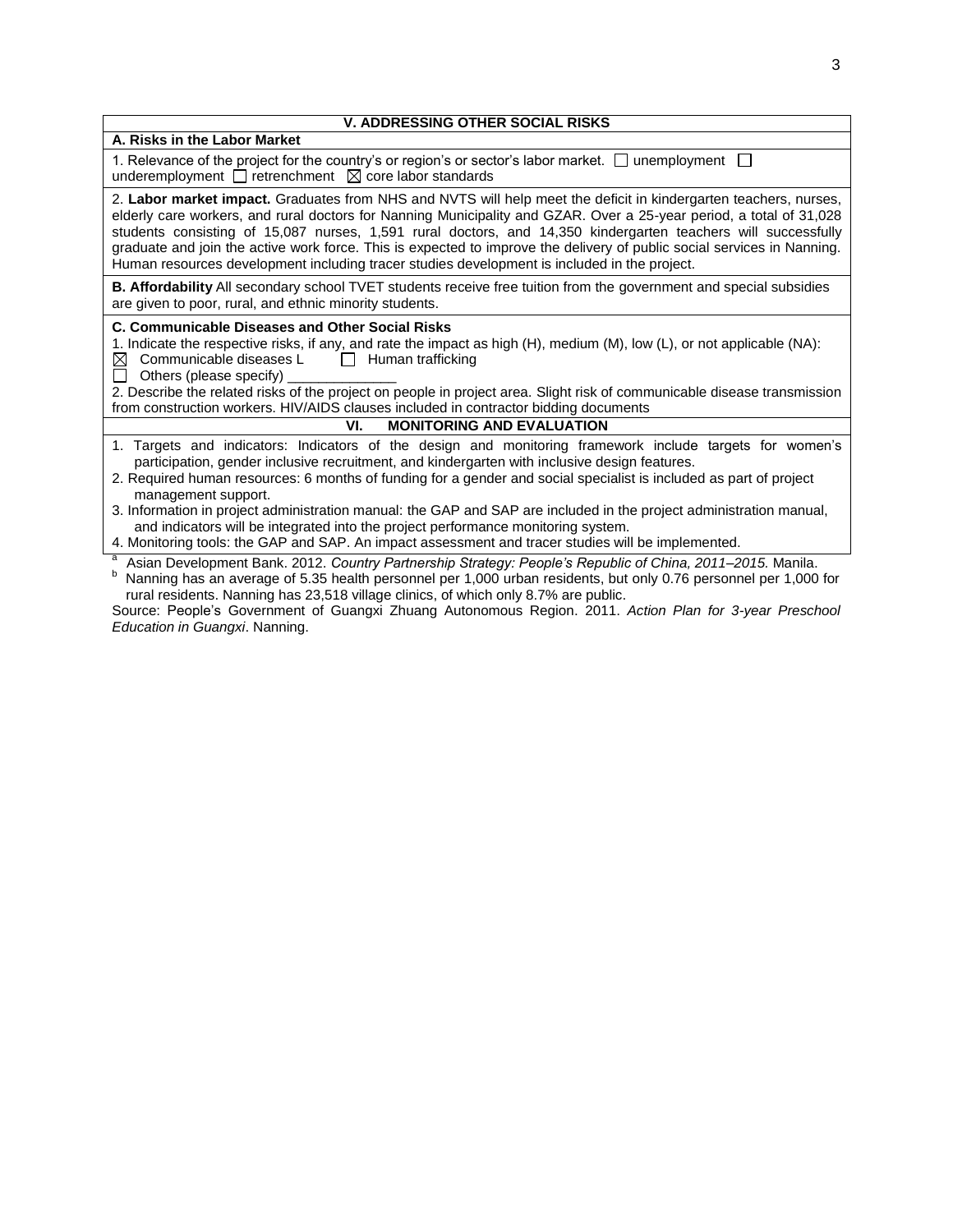## V. ADDRESSING OTHER SOCIAL RISKS

**A. Risks in the Labor Market**

1. Relevance of the project for the country's or region's or sector's labor market. ☐ unemployment ☐ underemployment ☐ retrenchment ☒ core labor standards

2. **Labor market impact.** Graduates from NHS and NVTS will help meet the deficit in kindergarten teachers, nurses, elderly care workers, and rural doctors for Nanning Municipality and GZAR. Over a 25-year period, a total of 31,028 students consisting of 15,087 nurses, 1,591 rural doctors, and 14,350 kindergarten teachers will successfully graduate and join the active work force. This is expected to improve the delivery of public social services in Nanning. Human resources development including tracer studies development is included in the project.

**B. Affordability** All secondary school TVET students receive free tuition from the government and special subsidies are given to poor, rural, and ethnic minority students.

**C. Communicable Diseases and Other Social Risks**

1. Indicate the respective risks, if any, and rate the impact as high (H), medium (M), low (L), or not applicable (NA):
☒ Communicable diseases L ☐ Human trafficking
☐ Others (please specify) ______________

2. Describe the related risks of the project on people in project area. Slight risk of communicable disease transmission from construction workers. HIV/AIDS clauses included in contractor bidding documents

## VI. MONITORING AND EVALUATION

1. Targets and indicators: Indicators of the design and monitoring framework include targets for women's participation, gender inclusive recruitment, and kindergarten with inclusive design features.
2. Required human resources: 6 months of funding for a gender and social specialist is included as part of project management support.
3. Information in project administration manual: the GAP and SAP are included in the project administration manual, and indicators will be integrated into the project performance monitoring system.
4. Monitoring tools: the GAP and SAP. An impact assessment and tracer studies will be implemented.

[a] Asian Development Bank. 2012. *Country Partnership Strategy: People's Republic of China, 2011–2015.* Manila.

[b] Nanning has an average of 5.35 health personnel per 1,000 urban residents, but only 0.76 personnel per 1,000 for rural residents. Nanning has 23,518 village clinics, of which only 8.7% are public.

Source: People's Government of Guangxi Zhuang Autonomous Region. 2011. *Action Plan for 3-year Preschool Education in Guangxi*. Nanning.